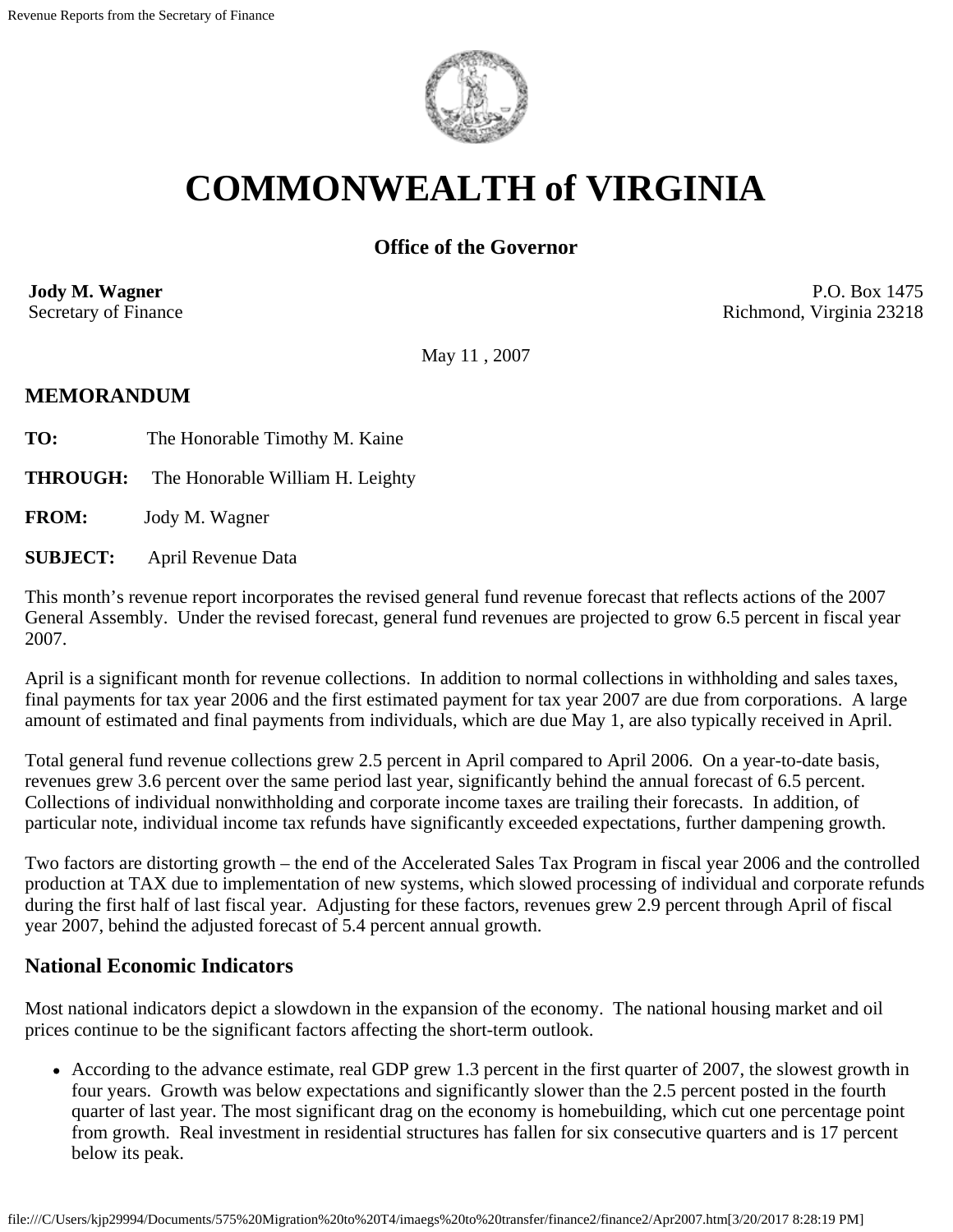# COMMONWEALTH of VIRGINIA

### Office of the Governor

**Jody M. Wagner**
Secretary of Finance

P.O. Box 1475
Richmond, Virginia 23218

May 11 , 2007

## MEMORANDUM

**TO:** The Honorable Timothy M. Kaine

**THROUGH:** The Honorable William H. Leighty

**FROM:** Jody M. Wagner

**SUBJECT:** April Revenue Data

This month's revenue report incorporates the revised general fund revenue forecast that reflects actions of the 2007 General Assembly. Under the revised forecast, general fund revenues are projected to grow 6.5 percent in fiscal year 2007.

April is a significant month for revenue collections. In addition to normal collections in withholding and sales taxes, final payments for tax year 2006 and the first estimated payment for tax year 2007 are due from corporations. A large amount of estimated and final payments from individuals, which are due May 1, are also typically received in April.

Total general fund revenue collections grew 2.5 percent in April compared to April 2006. On a year-to-date basis, revenues grew 3.6 percent over the same period last year, significantly behind the annual forecast of 6.5 percent. Collections of individual nonwithholding and corporate income taxes are trailing their forecasts. In addition, of particular note, individual income tax refunds have significantly exceeded expectations, further dampening growth.

Two factors are distorting growth – the end of the Accelerated Sales Tax Program in fiscal year 2006 and the controlled production at TAX due to implementation of new systems, which slowed processing of individual and corporate refunds during the first half of last fiscal year. Adjusting for these factors, revenues grew 2.9 percent through April of fiscal year 2007, behind the adjusted forecast of 5.4 percent annual growth.

## National Economic Indicators

Most national indicators depict a slowdown in the expansion of the economy. The national housing market and oil prices continue to be the significant factors affecting the short-term outlook.

- According to the advance estimate, real GDP grew 1.3 percent in the first quarter of 2007, the slowest growth in four years. Growth was below expectations and significantly slower than the 2.5 percent posted in the fourth quarter of last year. The most significant drag on the economy is homebuilding, which cut one percentage point from growth. Real investment in residential structures has fallen for six consecutive quarters and is 17 percent below its peak.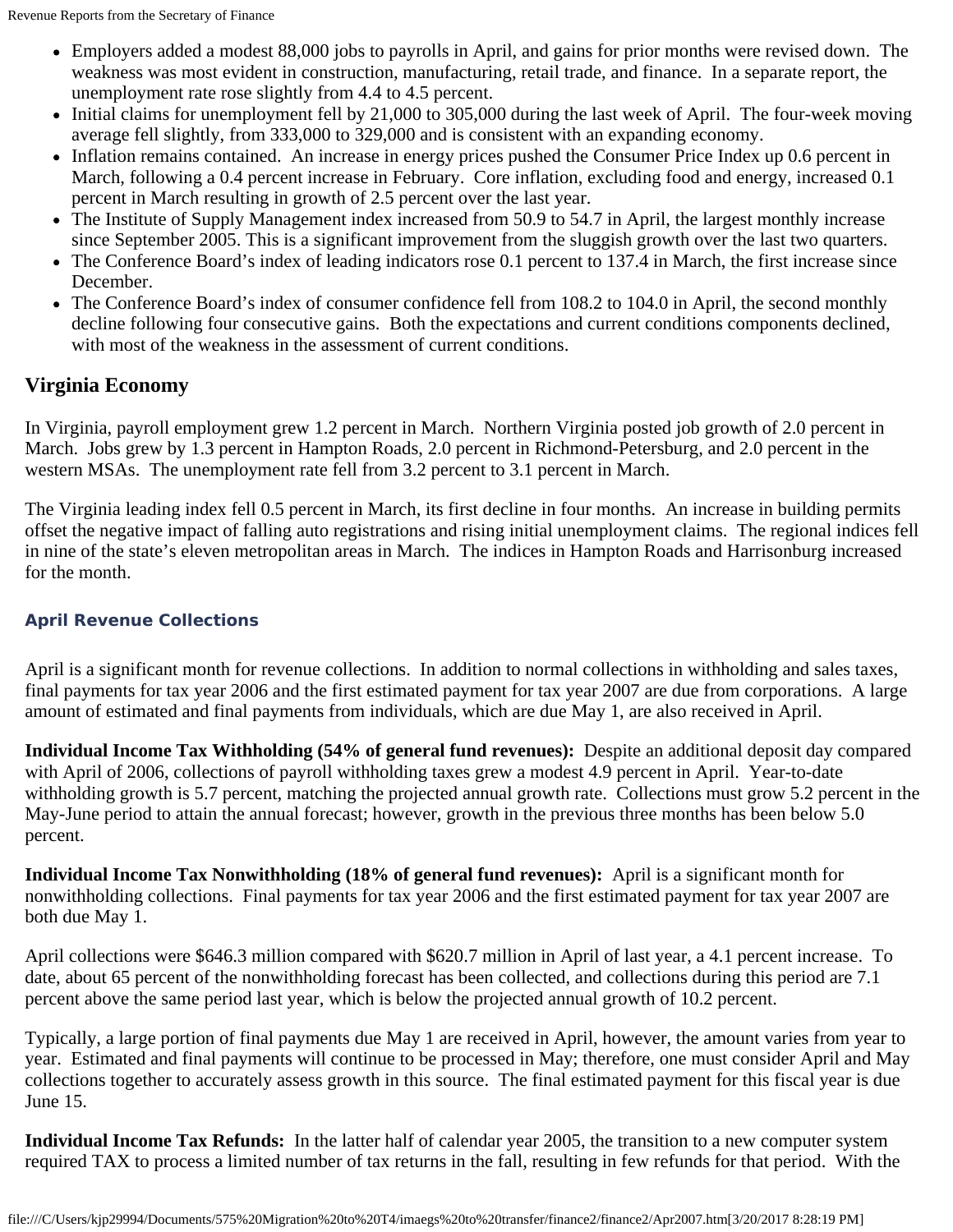- Employers added a modest 88,000 jobs to payrolls in April, and gains for prior months were revised down. The weakness was most evident in construction, manufacturing, retail trade, and finance. In a separate report, the unemployment rate rose slightly from 4.4 to 4.5 percent.
- Initial claims for unemployment fell by 21,000 to 305,000 during the last week of April. The four-week moving average fell slightly, from 333,000 to 329,000 and is consistent with an expanding economy.
- Inflation remains contained. An increase in energy prices pushed the Consumer Price Index up 0.6 percent in March, following a 0.4 percent increase in February. Core inflation, excluding food and energy, increased 0.1 percent in March resulting in growth of 2.5 percent over the last year.
- The Institute of Supply Management index increased from 50.9 to 54.7 in April, the largest monthly increase since September 2005. This is a significant improvement from the sluggish growth over the last two quarters.
- The Conference Board's index of leading indicators rose 0.1 percent to 137.4 in March, the first increase since December.
- The Conference Board's index of consumer confidence fell from 108.2 to 104.0 in April, the second monthly decline following four consecutive gains. Both the expectations and current conditions components declined, with most of the weakness in the assessment of current conditions.

## Virginia Economy

In Virginia, payroll employment grew 1.2 percent in March. Northern Virginia posted job growth of 2.0 percent in March. Jobs grew by 1.3 percent in Hampton Roads, 2.0 percent in Richmond-Petersburg, and 2.0 percent in the western MSAs. The unemployment rate fell from 3.2 percent to 3.1 percent in March.

The Virginia leading index fell 0.5 percent in March, its first decline in four months. An increase in building permits offset the negative impact of falling auto registrations and rising initial unemployment claims. The regional indices fell in nine of the state's eleven metropolitan areas in March. The indices in Hampton Roads and Harrisonburg increased for the month.

### April Revenue Collections

April is a significant month for revenue collections. In addition to normal collections in withholding and sales taxes, final payments for tax year 2006 and the first estimated payment for tax year 2007 are due from corporations. A large amount of estimated and final payments from individuals, which are due May 1, are also received in April.

**Individual Income Tax Withholding (54% of general fund revenues):** Despite an additional deposit day compared with April of 2006, collections of payroll withholding taxes grew a modest 4.9 percent in April. Year-to-date withholding growth is 5.7 percent, matching the projected annual growth rate. Collections must grow 5.2 percent in the May-June period to attain the annual forecast; however, growth in the previous three months has been below 5.0 percent.

**Individual Income Tax Nonwithholding (18% of general fund revenues):** April is a significant month for nonwithholding collections. Final payments for tax year 2006 and the first estimated payment for tax year 2007 are both due May 1.

April collections were $646.3 million compared with $620.7 million in April of last year, a 4.1 percent increase. To date, about 65 percent of the nonwithholding forecast has been collected, and collections during this period are 7.1 percent above the same period last year, which is below the projected annual growth of 10.2 percent.

Typically, a large portion of final payments due May 1 are received in April, however, the amount varies from year to year. Estimated and final payments will continue to be processed in May; therefore, one must consider April and May collections together to accurately assess growth in this source. The final estimated payment for this fiscal year is due June 15.

**Individual Income Tax Refunds:** In the latter half of calendar year 2005, the transition to a new computer system required TAX to process a limited number of tax returns in the fall, resulting in few refunds for that period. With the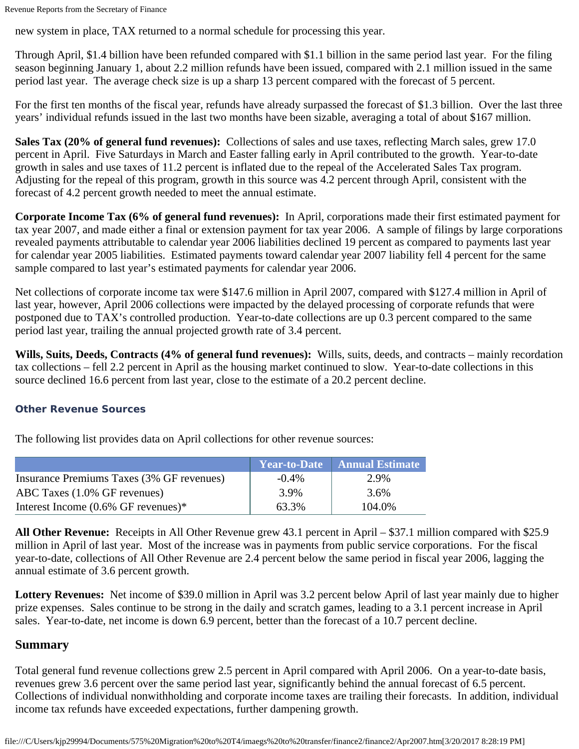new system in place, TAX returned to a normal schedule for processing this year.

Through April, $1.4 billion have been refunded compared with $1.1 billion in the same period last year. For the filing season beginning January 1, about 2.2 million refunds have been issued, compared with 2.1 million issued in the same period last year. The average check size is up a sharp 13 percent compared with the forecast of 5 percent.

For the first ten months of the fiscal year, refunds have already surpassed the forecast of $1.3 billion. Over the last three years' individual refunds issued in the last two months have been sizable, averaging a total of about $167 million.

**Sales Tax (20% of general fund revenues):** Collections of sales and use taxes, reflecting March sales, grew 17.0 percent in April. Five Saturdays in March and Easter falling early in April contributed to the growth. Year-to-date growth in sales and use taxes of 11.2 percent is inflated due to the repeal of the Accelerated Sales Tax program. Adjusting for the repeal of this program, growth in this source was 4.2 percent through April, consistent with the forecast of 4.2 percent growth needed to meet the annual estimate.

**Corporate Income Tax (6% of general fund revenues):** In April, corporations made their first estimated payment for tax year 2007, and made either a final or extension payment for tax year 2006. A sample of filings by large corporations revealed payments attributable to calendar year 2006 liabilities declined 19 percent as compared to payments last year for calendar year 2005 liabilities. Estimated payments toward calendar year 2007 liability fell 4 percent for the same sample compared to last year's estimated payments for calendar year 2006.

Net collections of corporate income tax were $147.6 million in April 2007, compared with $127.4 million in April of last year, however, April 2006 collections were impacted by the delayed processing of corporate refunds that were postponed due to TAX's controlled production. Year-to-date collections are up 0.3 percent compared to the same period last year, trailing the annual projected growth rate of 3.4 percent.

**Wills, Suits, Deeds, Contracts (4% of general fund revenues):** Wills, suits, deeds, and contracts – mainly recordation tax collections – fell 2.2 percent in April as the housing market continued to slow. Year-to-date collections in this source declined 16.6 percent from last year, close to the estimate of a 20.2 percent decline.

### Other Revenue Sources

The following list provides data on April collections for other revenue sources:

| | Year-to-Date | Annual Estimate |
|---|---|---|
| Insurance Premiums Taxes (3% GF revenues) | -0.4% | 2.9% |
| ABC Taxes (1.0% GF revenues) | 3.9% | 3.6% |
| Interest Income (0.6% GF revenues)* | 63.3% | 104.0% |

**All Other Revenue:** Receipts in All Other Revenue grew 43.1 percent in April – $37.1 million compared with $25.9 million in April of last year. Most of the increase was in payments from public service corporations. For the fiscal year-to-date, collections of All Other Revenue are 2.4 percent below the same period in fiscal year 2006, lagging the annual estimate of 3.6 percent growth.

**Lottery Revenues:** Net income of $39.0 million in April was 3.2 percent below April of last year mainly due to higher prize expenses. Sales continue to be strong in the daily and scratch games, leading to a 3.1 percent increase in April sales. Year-to-date, net income is down 6.9 percent, better than the forecast of a 10.7 percent decline.

## Summary

Total general fund revenue collections grew 2.5 percent in April compared with April 2006. On a year-to-date basis, revenues grew 3.6 percent over the same period last year, significantly behind the annual forecast of 6.5 percent. Collections of individual nonwithholding and corporate income taxes are trailing their forecasts. In addition, individual income tax refunds have exceeded expectations, further dampening growth.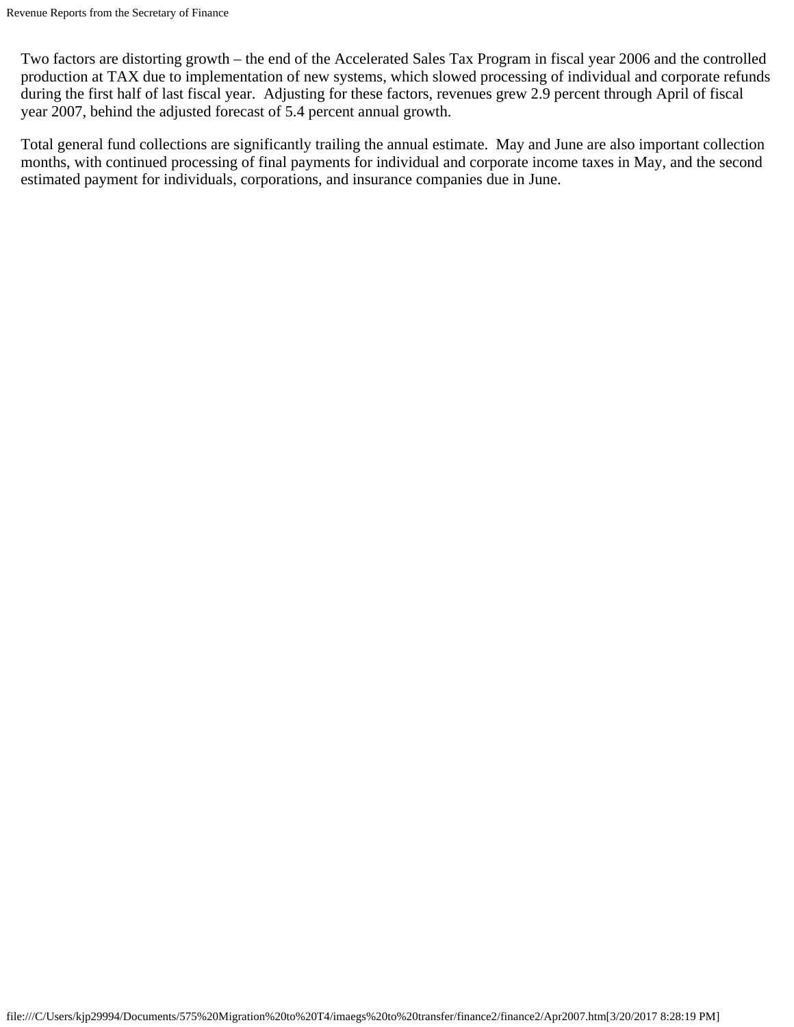Two factors are distorting growth – the end of the Accelerated Sales Tax Program in fiscal year 2006 and the controlled production at TAX due to implementation of new systems, which slowed processing of individual and corporate refunds during the first half of last fiscal year. Adjusting for these factors, revenues grew 2.9 percent through April of fiscal year 2007, behind the adjusted forecast of 5.4 percent annual growth.

Total general fund collections are significantly trailing the annual estimate. May and June are also important collection months, with continued processing of final payments for individual and corporate income taxes in May, and the second estimated payment for individuals, corporations, and insurance companies due in June.